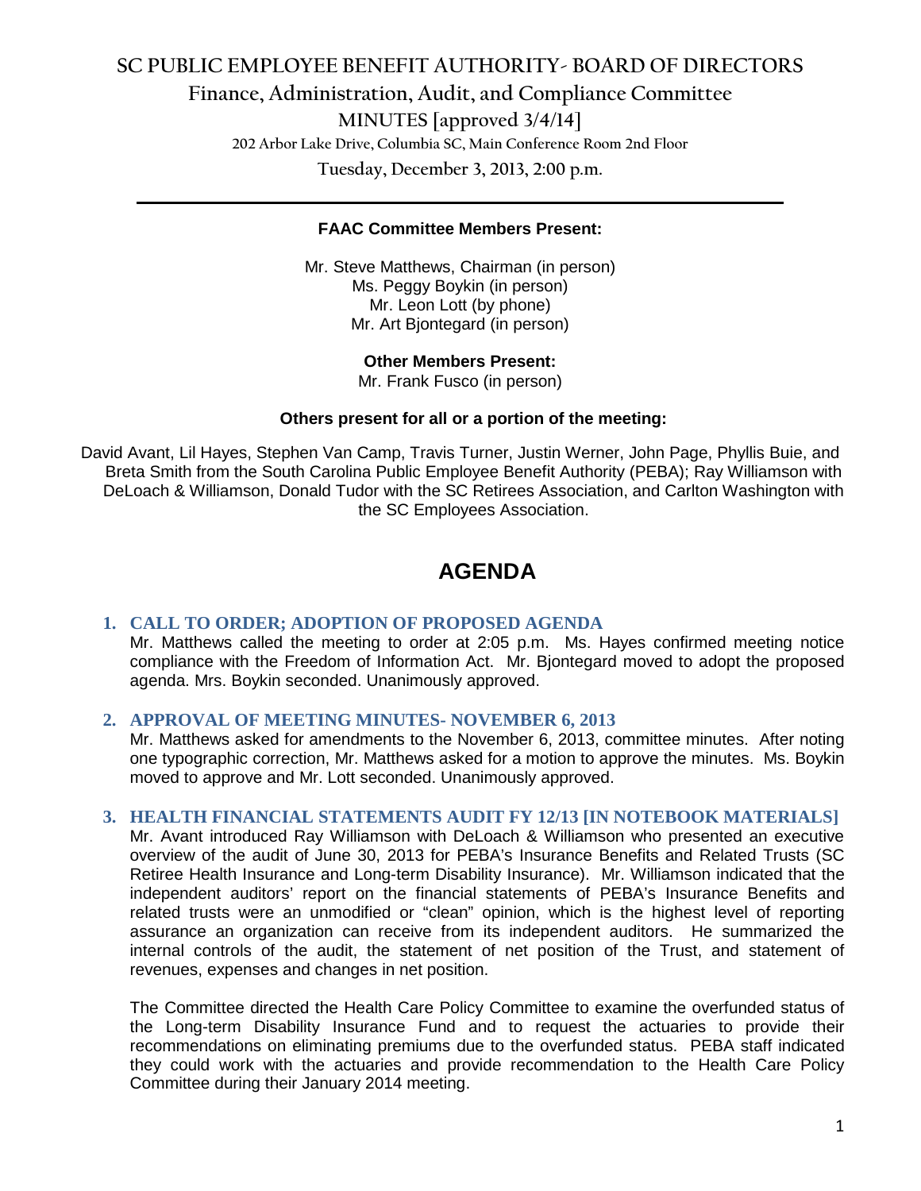# SC PUBLIC EMPLOYEE BENEFIT AUTHORITY- BOARD OF DIRECTORS

## Finance, Administration, Audit, and Compliance Committee

### MINUTES [approved 3/4/14]

202 Arbor Lake Drive, Columbia SC, Main Conference Room 2nd Floor

Tuesday, December 3, 2013, 2:00 p.m.

---

**FAAC Committee Members Present:**

Mr. Steve Matthews, Chairman (in person)
Ms. Peggy Boykin (in person)
Mr. Leon Lott (by phone)
Mr. Art Bjontegard (in person)

**Other Members Present:**

Mr. Frank Fusco (in person)

**Others present for all or a portion of the meeting:**

David Avant, Lil Hayes, Stephen Van Camp, Travis Turner, Justin Werner, John Page, Phyllis Buie, and Breta Smith from the South Carolina Public Employee Benefit Authority (PEBA); Ray Williamson with DeLoach & Williamson, Donald Tudor with the SC Retirees Association, and Carlton Washington with the SC Employees Association.

# AGENDA

### 1. CALL TO ORDER; ADOPTION OF PROPOSED AGENDA

Mr. Matthews called the meeting to order at 2:05 p.m. Ms. Hayes confirmed meeting notice compliance with the Freedom of Information Act. Mr. Bjontegard moved to adopt the proposed agenda. Mrs. Boykin seconded. Unanimously approved.

### 2. APPROVAL OF MEETING MINUTES- NOVEMBER 6, 2013

Mr. Matthews asked for amendments to the November 6, 2013, committee minutes. After noting one typographic correction, Mr. Matthews asked for a motion to approve the minutes. Ms. Boykin moved to approve and Mr. Lott seconded. Unanimously approved.

### 3. HEALTH FINANCIAL STATEMENTS AUDIT FY 12/13 [IN NOTEBOOK MATERIALS]

Mr. Avant introduced Ray Williamson with DeLoach & Williamson who presented an executive overview of the audit of June 30, 2013 for PEBA's Insurance Benefits and Related Trusts (SC Retiree Health Insurance and Long-term Disability Insurance). Mr. Williamson indicated that the independent auditors' report on the financial statements of PEBA's Insurance Benefits and related trusts were an unmodified or "clean" opinion, which is the highest level of reporting assurance an organization can receive from its independent auditors. He summarized the internal controls of the audit, the statement of net position of the Trust, and statement of revenues, expenses and changes in net position.

The Committee directed the Health Care Policy Committee to examine the overfunded status of the Long-term Disability Insurance Fund and to request the actuaries to provide their recommendations on eliminating premiums due to the overfunded status. PEBA staff indicated they could work with the actuaries and provide recommendation to the Health Care Policy Committee during their January 2014 meeting.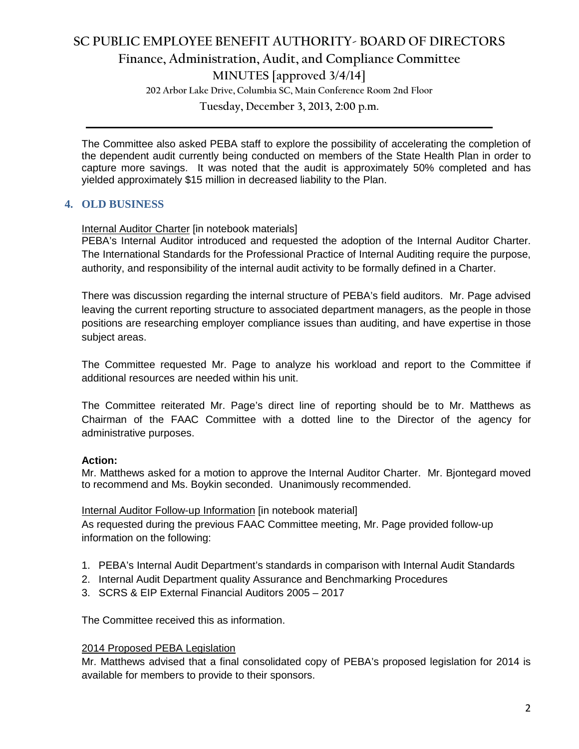The Committee also asked PEBA staff to explore the possibility of accelerating the completion of the dependent audit currently being conducted on members of the State Health Plan in order to capture more savings. It was noted that the audit is approximately 50% completed and has yielded approximately $15 million in decreased liability to the Plan.

## 4. OLD BUSINESS

Internal Auditor Charter [in notebook materials]
PEBA's Internal Auditor introduced and requested the adoption of the Internal Auditor Charter. The International Standards for the Professional Practice of Internal Auditing require the purpose, authority, and responsibility of the internal audit activity to be formally defined in a Charter.

There was discussion regarding the internal structure of PEBA's field auditors. Mr. Page advised leaving the current reporting structure to associated department managers, as the people in those positions are researching employer compliance issues than auditing, and have expertise in those subject areas.

The Committee requested Mr. Page to analyze his workload and report to the Committee if additional resources are needed within his unit.

The Committee reiterated Mr. Page's direct line of reporting should be to Mr. Matthews as Chairman of the FAAC Committee with a dotted line to the Director of the agency for administrative purposes.

**Action:**
Mr. Matthews asked for a motion to approve the Internal Auditor Charter. Mr. Bjontegard moved to recommend and Ms. Boykin seconded. Unanimously recommended.

Internal Auditor Follow-up Information [in notebook material]
As requested during the previous FAAC Committee meeting, Mr. Page provided follow-up information on the following:

1. PEBA's Internal Audit Department's standards in comparison with Internal Audit Standards
2. Internal Audit Department quality Assurance and Benchmarking Procedures
3. SCRS & EIP External Financial Auditors 2005 – 2017

The Committee received this as information.

2014 Proposed PEBA Legislation
Mr. Matthews advised that a final consolidated copy of PEBA's proposed legislation for 2014 is available for members to provide to their sponsors.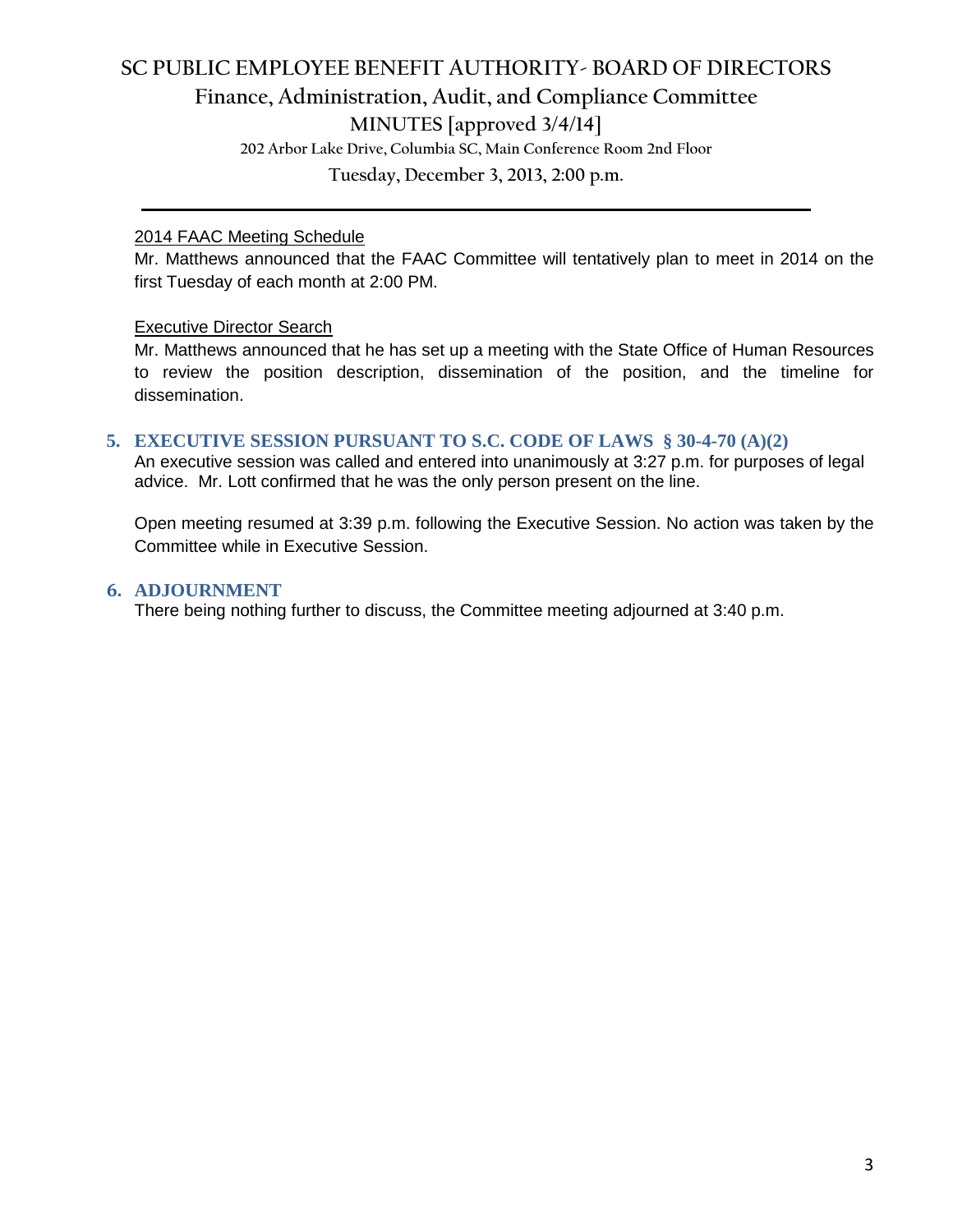# SC PUBLIC EMPLOYEE BENEFIT AUTHORITY- BOARD OF DIRECTORS
## Finance, Administration, Audit, and Compliance Committee
### MINUTES [approved 3/4/14]
202 Arbor Lake Drive, Columbia SC, Main Conference Room 2nd Floor

Tuesday, December 3, 2013, 2:00 p.m.

---

2014 FAAC Meeting Schedule

Mr. Matthews announced that the FAAC Committee will tentatively plan to meet in 2014 on the first Tuesday of each month at 2:00 PM.

Executive Director Search

Mr. Matthews announced that he has set up a meeting with the State Office of Human Resources to review the position description, dissemination of the position, and the timeline for dissemination.

### 5. EXECUTIVE SESSION PURSUANT TO S.C. CODE OF LAWS § 30-4-70 (A)(2)

An executive session was called and entered into unanimously at 3:27 p.m. for purposes of legal advice. Mr. Lott confirmed that he was the only person present on the line.

Open meeting resumed at 3:39 p.m. following the Executive Session. No action was taken by the Committee while in Executive Session.

### 6. ADJOURNMENT

There being nothing further to discuss, the Committee meeting adjourned at 3:40 p.m.